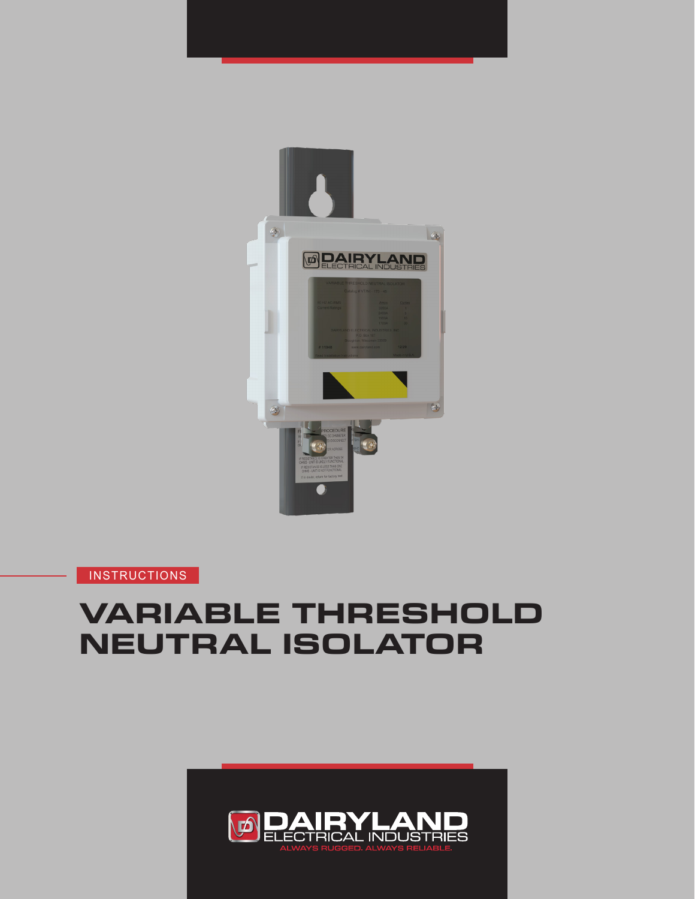INSTRUCTIONS

# VARIABLE THRESHOLD NEUTRAL ISOLATOR

DAIRYLAND ELECTRICAL INDUSTRIES

ALWAYS RUGGED. ALWAYS RELIABLE.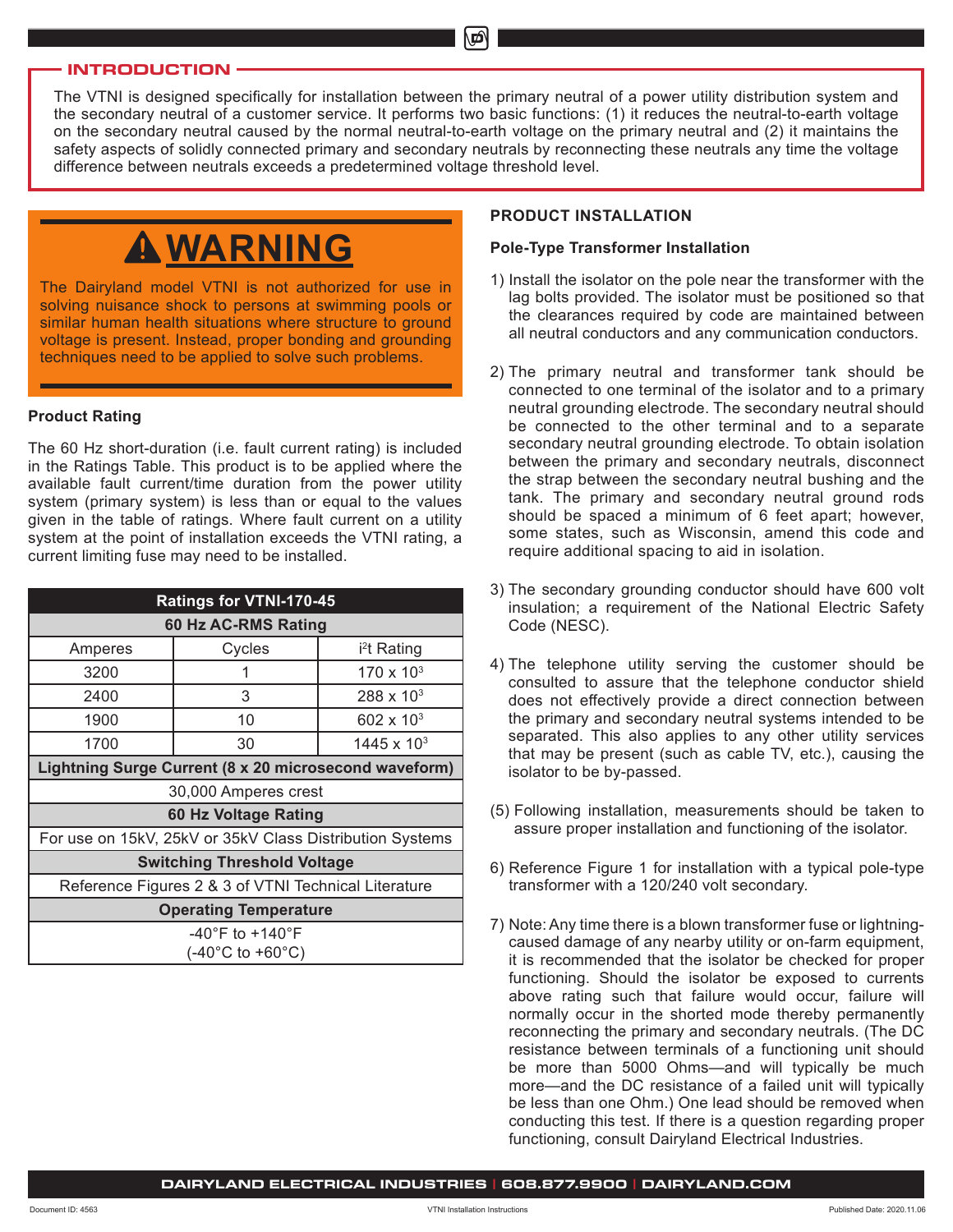## INTRODUCTION

The VTNI is designed specifically for installation between the primary neutral of a power utility distribution system and the secondary neutral of a customer service. It performs two basic functions: (1) it reduces the neutral-to-earth voltage on the secondary neutral caused by the normal neutral-to-earth voltage on the primary neutral and (2) it maintains the safety aspects of solidly connected primary and secondary neutrals by reconnecting these neutrals any time the voltage difference between neutrals exceeds a predetermined voltage threshold level.

## ⚠ WARNING

The Dairyland model VTNI is not authorized for use in solving nuisance shock to persons at swimming pools or similar human health situations where structure to ground voltage is present. Instead, proper bonding and grounding techniques need to be applied to solve such problems.

### Product Rating

The 60 Hz short-duration (i.e. fault current rating) is included in the Ratings Table. This product is to be applied where the available fault current/time duration from the power utility system (primary system) is less than or equal to the values given in the table of ratings. Where fault current on a utility system at the point of installation exceeds the VTNI rating, a current limiting fuse may need to be installed.

| Ratings for VTNI-170-45 | | |
|---|---|---|
| **60 Hz AC-RMS Rating** | | |
| Amperes | Cycles | $i^2t$ Rating |
| 3200 | 1 | $170 \times 10^3$ |
| 2400 | 3 | $288 \times 10^3$ |
| 1900 | 10 | $602 \times 10^3$ |
| 1700 | 30 | $1445 \times 10^3$ |
| **Lightning Surge Current (8 x 20 microsecond waveform)** | | |
| 30,000 Amperes crest | | |
| **60 Hz Voltage Rating** | | |
| For use on 15kV, 25kV or 35kV Class Distribution Systems | | |
| **Switching Threshold Voltage** | | |
| Reference Figures 2 & 3 of VTNI Technical Literature | | |
| **Operating Temperature** | | |
| -40°F to +140°F (-40°C to +60°C) | | |

## PRODUCT INSTALLATION

### Pole-Type Transformer Installation

1) Install the isolator on the pole near the transformer with the lag bolts provided. The isolator must be positioned so that the clearances required by code are maintained between all neutral conductors and any communication conductors.

2) The primary neutral and transformer tank should be connected to one terminal of the isolator and to a primary neutral grounding electrode. The secondary neutral should be connected to the other terminal and to a separate secondary neutral grounding electrode. To obtain isolation between the primary and secondary neutrals, disconnect the strap between the secondary neutral bushing and the tank. The primary and secondary neutral ground rods should be spaced a minimum of 6 feet apart; however, some states, such as Wisconsin, amend this code and require additional spacing to aid in isolation.

3) The secondary grounding conductor should have 600 volt insulation; a requirement of the National Electric Safety Code (NESC).

4) The telephone utility serving the customer should be consulted to assure that the telephone conductor shield does not effectively provide a direct connection between the primary and secondary neutral systems intended to be separated. This also applies to any other utility services that may be present (such as cable TV, etc.), causing the isolator to be by-passed.

(5) Following installation, measurements should be taken to assure proper installation and functioning of the isolator.

6) Reference Figure 1 for installation with a typical pole-type transformer with a 120/240 volt secondary.

7) Note: Any time there is a blown transformer fuse or lightning-caused damage of any nearby utility or on-farm equipment, it is recommended that the isolator be checked for proper functioning. Should the isolator be exposed to currents above rating such that failure would occur, failure will normally occur in the shorted mode thereby permanently reconnecting the primary and secondary neutrals. (The DC resistance between terminals of a functioning unit should be more than 5000 Ohms—and will typically be much more—and the DC resistance of a failed unit will typically be less than one Ohm.) One lead should be removed when conducting this test. If there is a question regarding proper functioning, consult Dairyland Electrical Industries.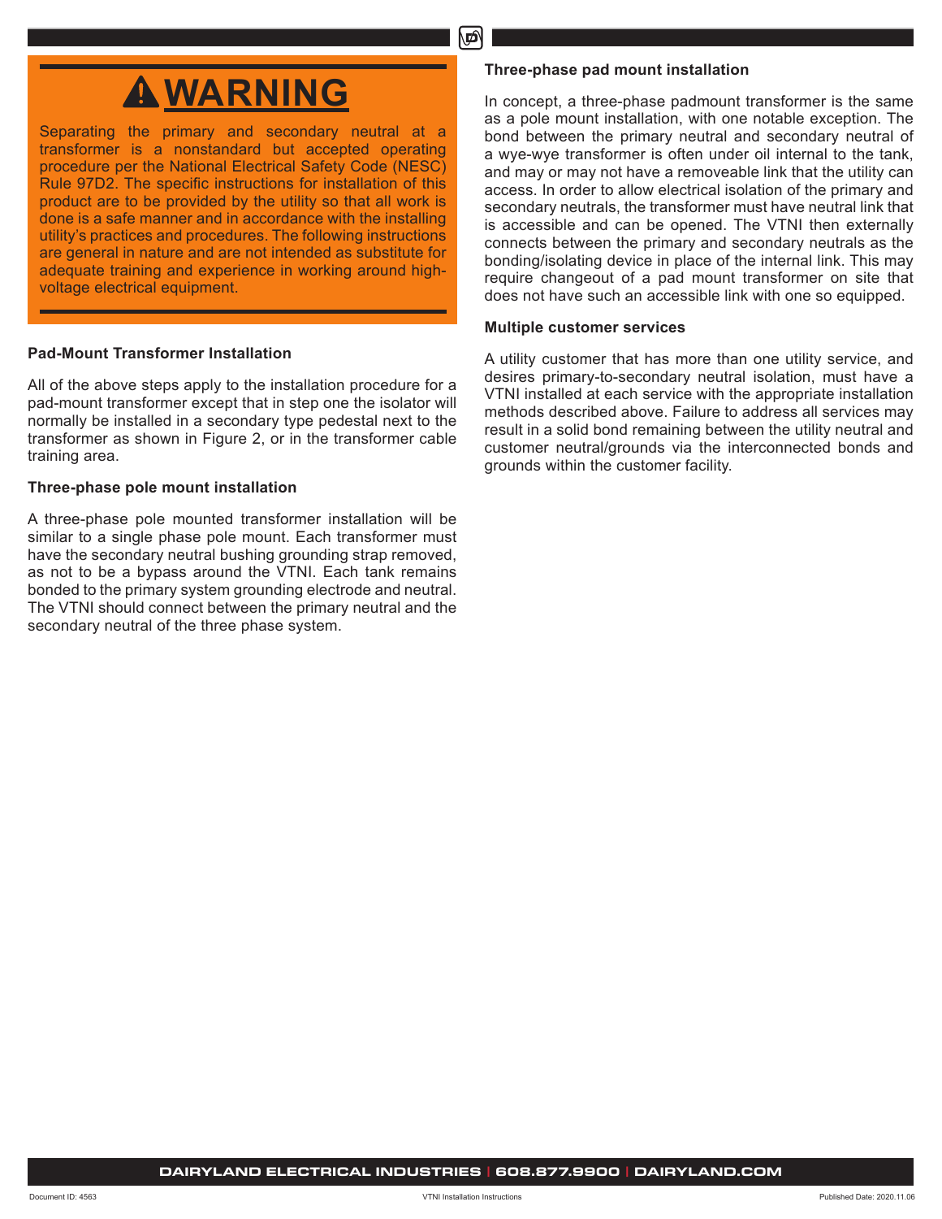## ⚠WARNING

Separating the primary and secondary neutral at a transformer is a nonstandard but accepted operating procedure per the National Electrical Safety Code (NESC) Rule 97D2. The specific instructions for installation of this product are to be provided by the utility so that all work is done is a safe manner and in accordance with the installing utility's practices and procedures. The following instructions are general in nature and are not intended as substitute for adequate training and experience in working around high-voltage electrical equipment.

### Pad-Mount Transformer Installation

All of the above steps apply to the installation procedure for a pad-mount transformer except that in step one the isolator will normally be installed in a secondary type pedestal next to the transformer as shown in Figure 2, or in the transformer cable training area.

### Three-phase pole mount installation

A three-phase pole mounted transformer installation will be similar to a single phase pole mount. Each transformer must have the secondary neutral bushing grounding strap removed, as not to be a bypass around the VTNI. Each tank remains bonded to the primary system grounding electrode and neutral. The VTNI should connect between the primary neutral and the secondary neutral of the three phase system.

### Three-phase pad mount installation

In concept, a three-phase padmount transformer is the same as a pole mount installation, with one notable exception. The bond between the primary neutral and secondary neutral of a wye-wye transformer is often under oil internal to the tank, and may or may not have a removeable link that the utility can access. In order to allow electrical isolation of the primary and secondary neutrals, the transformer must have neutral link that is accessible and can be opened. The VTNI then externally connects between the primary and secondary neutrals as the bonding/isolating device in place of the internal link. This may require changeout of a pad mount transformer on site that does not have such an accessible link with one so equipped.

### Multiple customer services

A utility customer that has more than one utility service, and desires primary-to-secondary neutral isolation, must have a VTNI installed at each service with the appropriate installation methods described above. Failure to address all services may result in a solid bond remaining between the utility neutral and customer neutral/grounds via the interconnected bonds and grounds within the customer facility.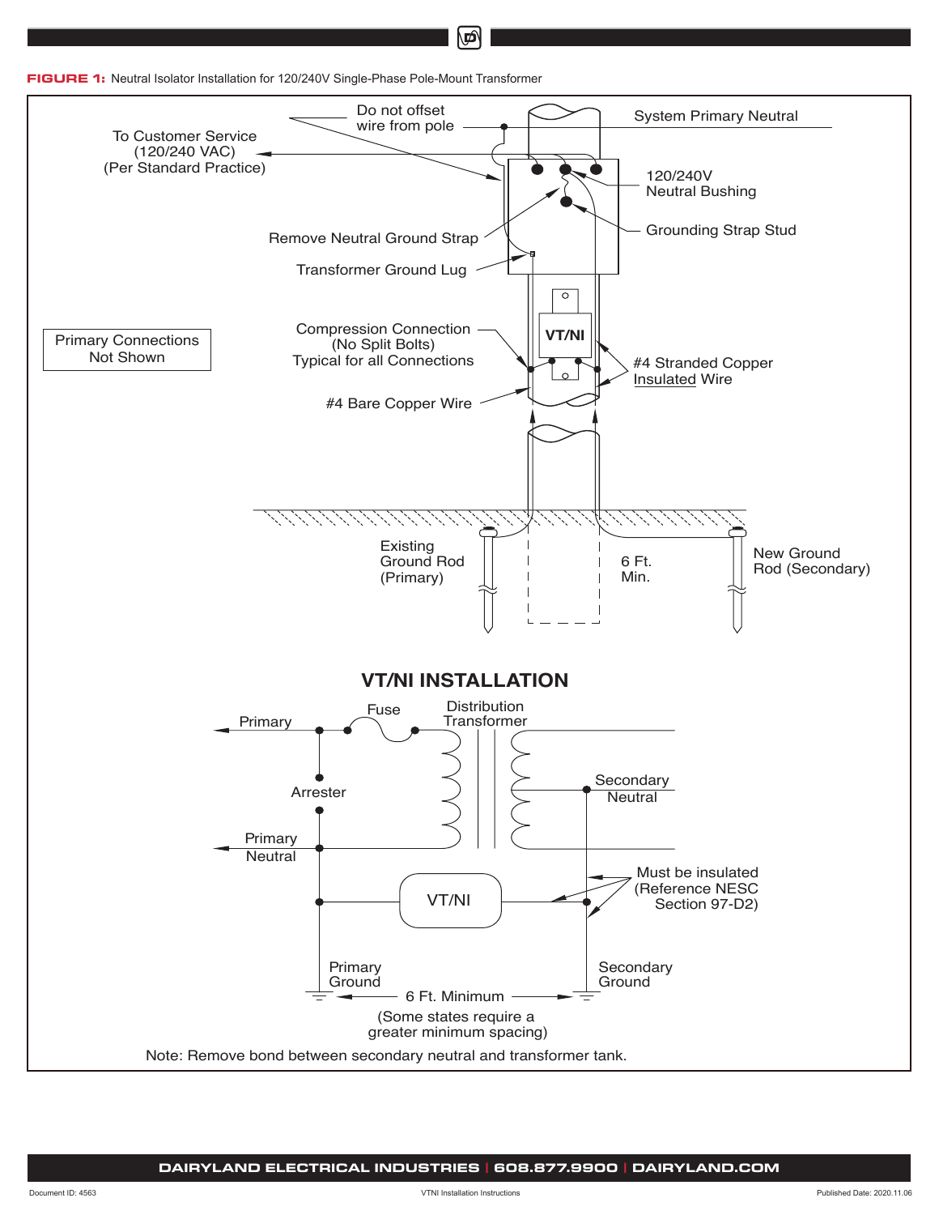**FIGURE 1:** Neutral Isolator Installation for 120/240V Single-Phase Pole-Mount Transformer

Do not offset wire from pole

System Primary Neutral

To Customer Service (120/240 VAC) (Per Standard Practice)

120/240V Neutral Bushing

Grounding Strap Stud

Remove Neutral Ground Strap

Transformer Ground Lug

Primary Connections Not Shown

Compression Connection (No Split Bolts) Typical for all Connections

VT/NI

#4 Stranded Copper Insulated Wire

#4 Bare Copper Wire

Existing Ground Rod (Primary)

6 Ft. Min.

New Ground Rod (Secondary)

## VT/NI INSTALLATION

Primary

Fuse

Distribution Transformer

Secondary Neutral

Arrester

Primary Neutral

VT/NI

Must be insulated (Reference NESC Section 97-D2)

Primary Ground

Secondary Ground

6 Ft. Minimum

(Some states require a greater minimum spacing)

Note: Remove bond between secondary neutral and transformer tank.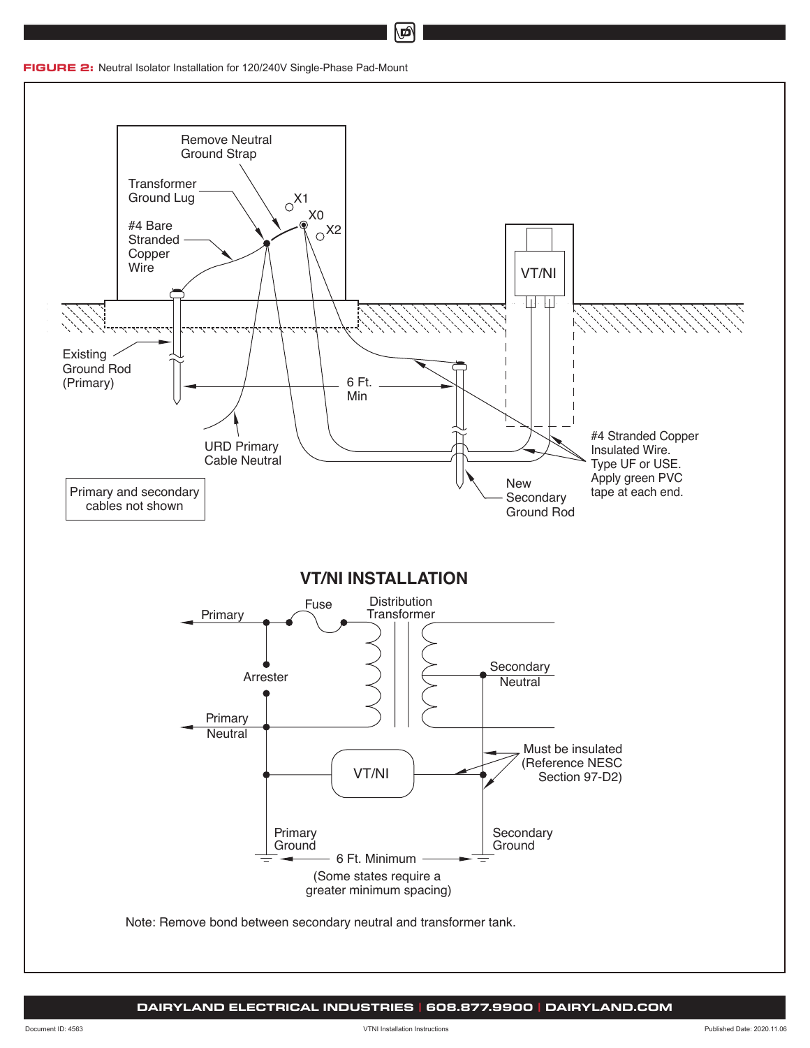**FIGURE 2:** Neutral Isolator Installation for 120/240V Single-Phase Pad-Mount

Remove Neutral Ground Strap

Transformer Ground Lug

X1

X0

X2

#4 Bare Stranded Copper Wire

VT/NI

Existing Ground Rod (Primary)

6 Ft. Min

URD Primary Cable Neutral

#4 Stranded Copper Insulated Wire. Type UF or USE. Apply green PVC tape at each end.

Primary and secondary cables not shown

New Secondary Ground Rod

## VT/NI INSTALLATION

Primary

Fuse

Distribution Transformer

Secondary Neutral

Arrester

Primary Neutral

VT/NI

Must be insulated (Reference NESC Section 97-D2)

Primary Ground

Secondary Ground

6 Ft. Minimum

(Some states require a greater minimum spacing)

Note: Remove bond between secondary neutral and transformer tank.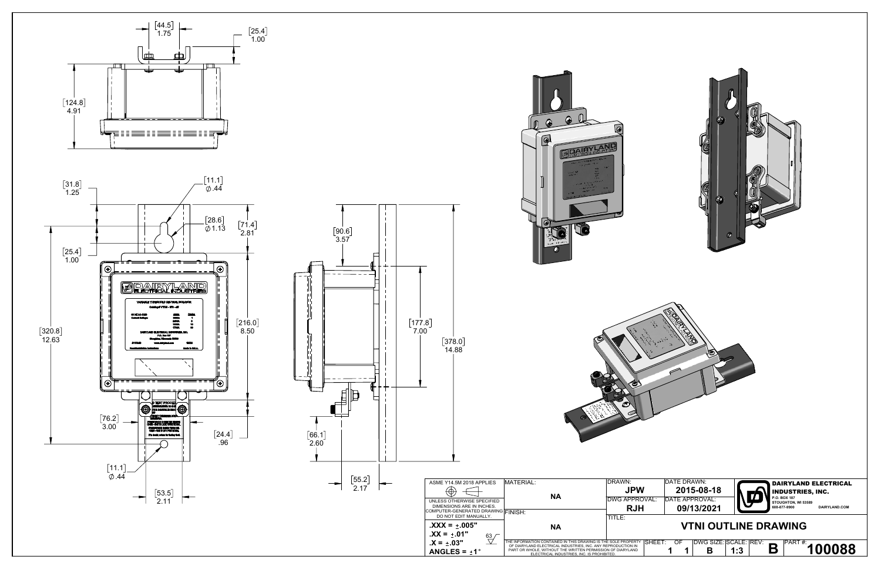[44.5]
1.75

[25.4]
1.00

[124.8]
4.91

[31.8]
1.25

[11.1]
∅.44

[28.6]
∅1.13

[71.4]
2.81

[25.4]
1.00

[320.8]
12.63

[216.0]
8.50

[76.2]
3.00

[24.4]
.96

[11.1]
∅.44

[53.5]
2.11

[90.6]
3.57

[177.8]
7.00

[378.0]
14.88

[66.1]
2.60

[55.2]
2.17

| | | | | | | | | |
|---|---|---|---|---|---|---|---|---|
| ASME Y14.5M 2018 APPLIES | MATERIAL: NA | DRAWN: JPW | DATE DRAWN: 2015-08-18 | DAIRYLAND ELECTRICAL INDUSTRIES, INC. P.O. BOX 187 STOUGHTON, WI 53589 608-877-9900 DAIRYLAND.COM | | | | |
| UNLESS OTHERWISE SPECIFIED DIMENSIONS ARE IN INCHES. COMPUTER-GENERATED DRAWING DO NOT EDIT MANUALLY. | | DWG APPROVAL: RJH | DATE APPROVAL: 09/13/2021 | | | | | |
| .XXX = ±.005" .XX = ±.01" .X = ±.03" ANGLES = ±1° | FINISH: NA | TITLE: VTNI OUTLINE DRAWING | | | | | | |
| | THE INFORMATION CONTAINED IN THIS DRAWING IS THE SOLE PROPERTY OF DAIRYLAND ELECTRICAL INDUSTRIES, INC. ANY REPRODUCTION IN PART OR WHOLE, WITHOUT THE WRITTEN PERMISSION OF DAIRYLAND ELECTRICAL INDUSTRIES, INC. IS PROHIBITED. | SHEET: 1 OF 1 | DWG SIZE: B | SCALE: 1:3 | REV: B | PART #: 100088 | | |